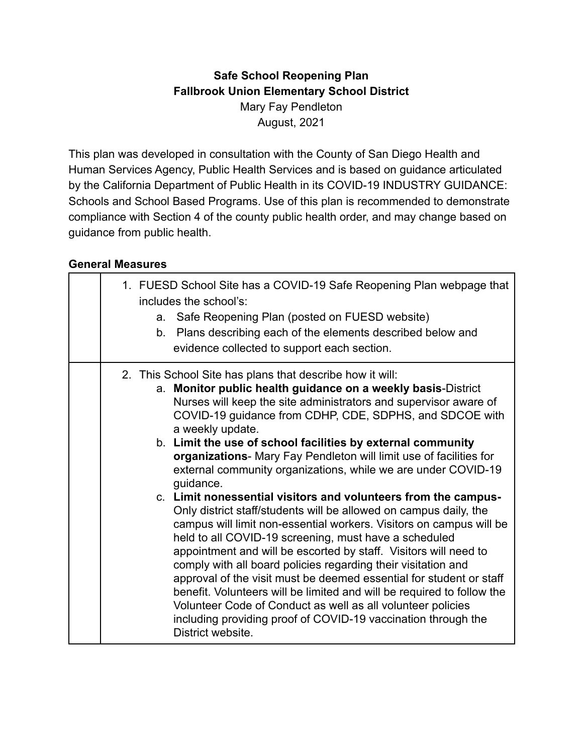**Safe School Reopening Plan**
**Fallbrook Union Elementary School District**
Mary Fay Pendleton
August, 2021

This plan was developed in consultation with the County of San Diego Health and Human Services Agency, Public Health Services and is based on guidance articulated by the California Department of Public Health in its COVID-19 INDUSTRY GUIDANCE: Schools and School Based Programs. Use of this plan is recommended to demonstrate compliance with Section 4 of the county public health order, and may change based on guidance from public health.

**General Measures**

| | |
|---|---|
| | 1. FUESD School Site has a COVID-19 Safe Reopening Plan webpage that includes the school's:<br>a. Safe Reopening Plan (posted on FUESD website)<br>b. Plans describing each of the elements described below and evidence collected to support each section. |
| | 2. This School Site has plans that describe how it will:<br>a. **Monitor public health guidance on a weekly basis**-District Nurses will keep the site administrators and supervisor aware of COVID-19 guidance from CDHP, CDE, SDPHS, and SDCOE with a weekly update.<br>b. **Limit the use of school facilities by external community organizations**- Mary Fay Pendleton will limit use of facilities for external community organizations, while we are under COVID-19 guidance.<br>c. **Limit nonessential visitors and volunteers from the campus-** Only district staff/students will be allowed on campus daily, the campus will limit non-essential workers. Visitors on campus will be held to all COVID-19 screening, must have a scheduled appointment and will be escorted by staff. Visitors will need to comply with all board policies regarding their visitation and approval of the visit must be deemed essential for student or staff benefit. Volunteers will be limited and will be required to follow the Volunteer Code of Conduct as well as all volunteer policies including providing proof of COVID-19 vaccination through the District website. |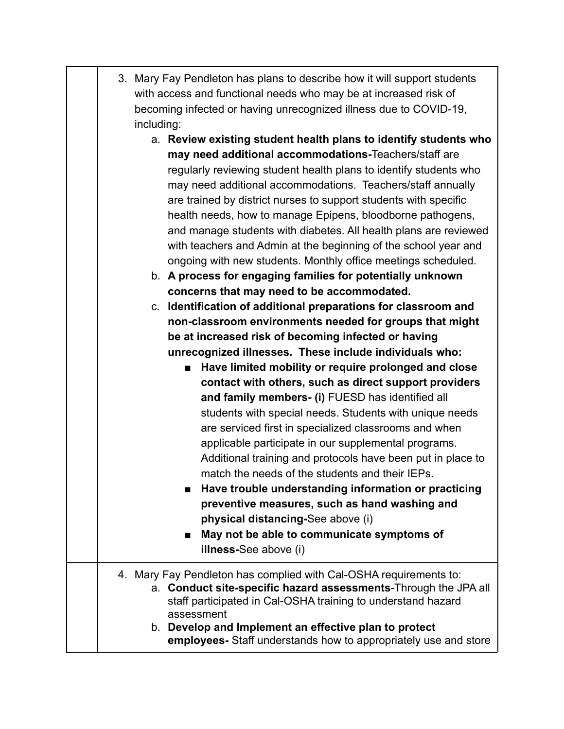| | |
|---|---|
| | 3. Mary Fay Pendleton has plans to describe how it will support students with access and functional needs who may be at increased risk of becoming infected or having unrecognized illness due to COVID-19, including:<br>a. **Review existing student health plans to identify students who may need additional accommodations-**Teachers/staff are regularly reviewing student health plans to identify students who may need additional accommodations. Teachers/staff annually are trained by district nurses to support students with specific health needs, how to manage Epipens, bloodborne pathogens, and manage students with diabetes. All health plans are reviewed with teachers and Admin at the beginning of the school year and ongoing with new students. Monthly office meetings scheduled.<br>b. **A process for engaging families for potentially unknown concerns that may need to be accommodated.**<br>c. **Identification of additional preparations for classroom and non-classroom environments needed for groups that might be at increased risk of becoming infected or having unrecognized illnesses. These include individuals who:**<br>■ **Have limited mobility or require prolonged and close contact with others, such as direct support providers and family members- (i)** FUESD has identified all students with special needs. Students with unique needs are serviced first in specialized classrooms and when applicable participate in our supplemental programs. Additional training and protocols have been put in place to match the needs of the students and their IEPs.<br>■ **Have trouble understanding information or practicing preventive measures, such as hand washing and physical distancing-**See above (i)<br>■ **May not be able to communicate symptoms of illness-**See above (i) |
| | 4. Mary Fay Pendleton has complied with Cal-OSHA requirements to:<br>a. **Conduct site-specific hazard assessments**-Through the JPA all staff participated in Cal-OSHA training to understand hazard assessment<br>b. **Develop and Implement an effective plan to protect employees-** Staff understands how to appropriately use and store |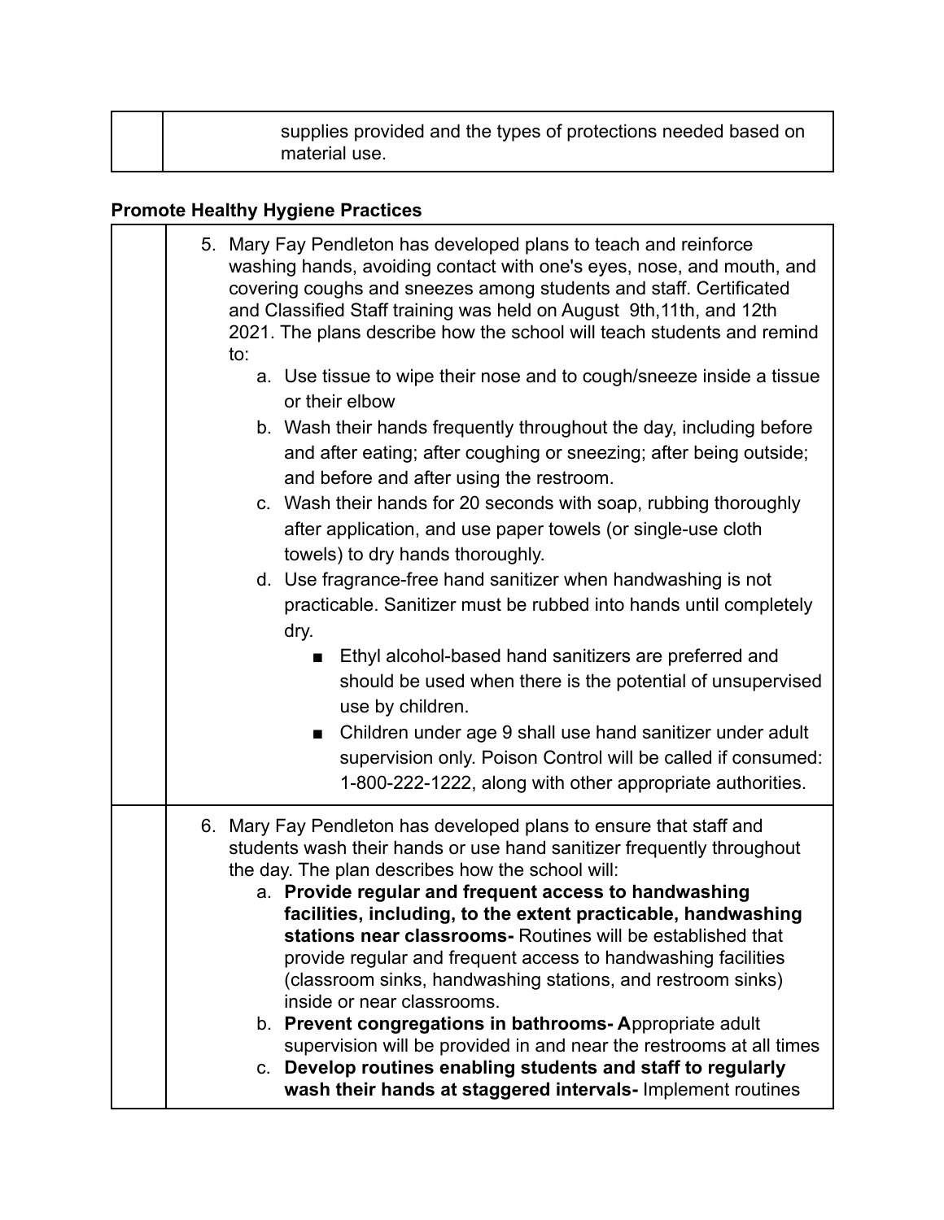| | |
|---|---|
| | supplies provided and the types of protections needed based on material use. |

**Promote Healthy Hygiene Practices**

| | |
|---|---|
| | 5. Mary Fay Pendleton has developed plans to teach and reinforce washing hands, avoiding contact with one's eyes, nose, and mouth, and covering coughs and sneezes among students and staff. Certificated and Classified Staff training was held on August 9th,11th, and 12th 2021. The plans describe how the school will teach students and remind to:<br>a. Use tissue to wipe their nose and to cough/sneeze inside a tissue or their elbow<br>b. Wash their hands frequently throughout the day, including before and after eating; after coughing or sneezing; after being outside; and before and after using the restroom.<br>c. Wash their hands for 20 seconds with soap, rubbing thoroughly after application, and use paper towels (or single-use cloth towels) to dry hands thoroughly.<br>d. Use fragrance-free hand sanitizer when handwashing is not practicable. Sanitizer must be rubbed into hands until completely dry.<br>■ Ethyl alcohol-based hand sanitizers are preferred and should be used when there is the potential of unsupervised use by children.<br>■ Children under age 9 shall use hand sanitizer under adult supervision only. Poison Control will be called if consumed: 1-800-222-1222, along with other appropriate authorities. |
| | 6. Mary Fay Pendleton has developed plans to ensure that staff and students wash their hands or use hand sanitizer frequently throughout the day. The plan describes how the school will:<br>a. **Provide regular and frequent access to handwashing facilities, including, to the extent practicable, handwashing stations near classrooms-** Routines will be established that provide regular and frequent access to handwashing facilities (classroom sinks, handwashing stations, and restroom sinks) inside or near classrooms.<br>b. **Prevent congregations in bathrooms- A**ppropriate adult supervision will be provided in and near the restrooms at all times<br>c. **Develop routines enabling students and staff to regularly wash their hands at staggered intervals-** Implement routines |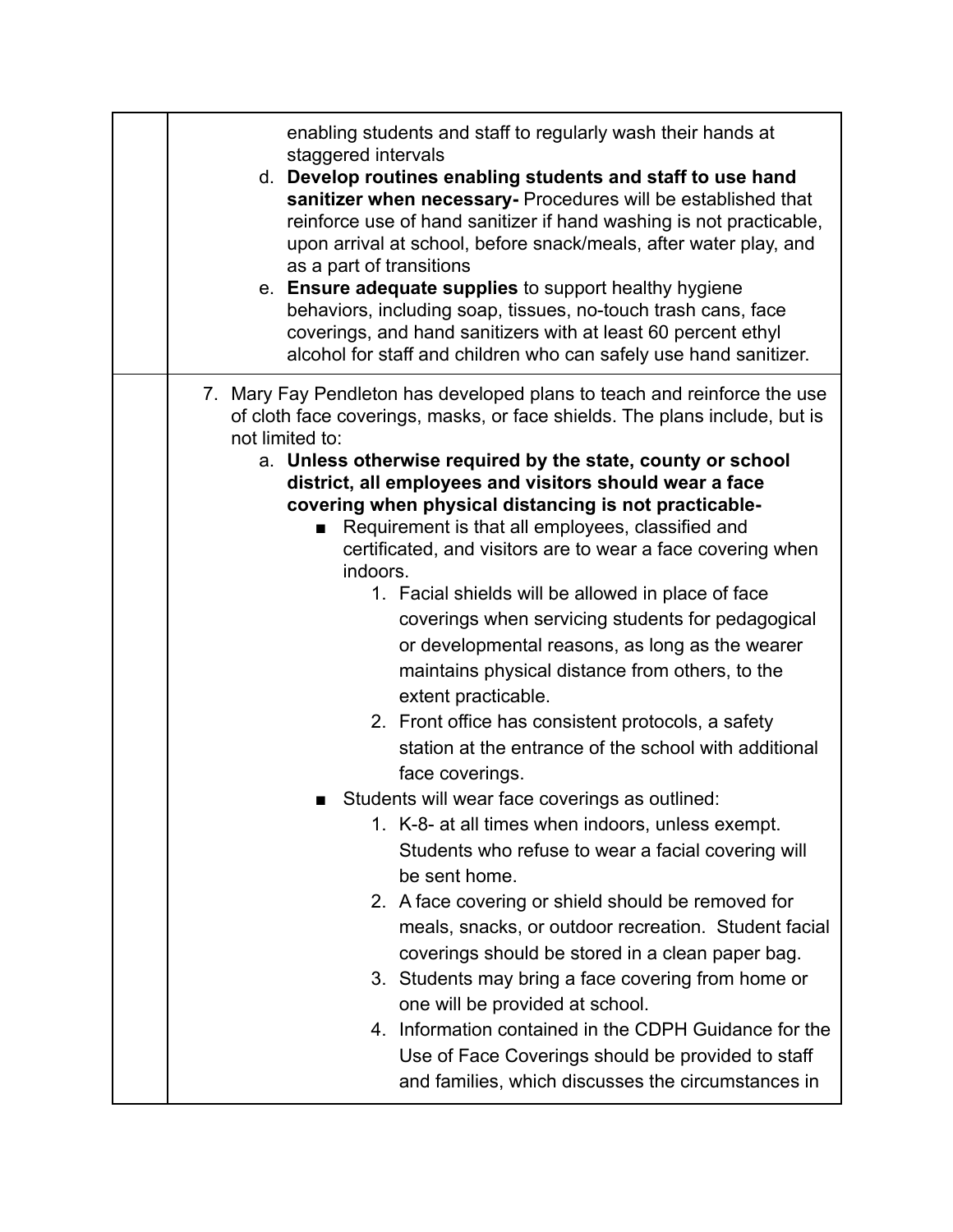| | |
|---|---|
| | enabling students and staff to regularly wash their hands at staggered intervals<br>d. **Develop routines enabling students and staff to use hand sanitizer when necessary-** Procedures will be established that reinforce use of hand sanitizer if hand washing is not practicable, upon arrival at school, before snack/meals, after water play, and as a part of transitions<br>e. **Ensure adequate supplies** to support healthy hygiene behaviors, including soap, tissues, no-touch trash cans, face coverings, and hand sanitizers with at least 60 percent ethyl alcohol for staff and children who can safely use hand sanitizer. |
| | 7. Mary Fay Pendleton has developed plans to teach and reinforce the use of cloth face coverings, masks, or face shields. The plans include, but is not limited to:<br>a. **Unless otherwise required by the state, county or school district, all employees and visitors should wear a face covering when physical distancing is not practicable-**<br>■ Requirement is that all employees, classified and certificated, and visitors are to wear a face covering when indoors.<br>1. Facial shields will be allowed in place of face coverings when servicing students for pedagogical or developmental reasons, as long as the wearer maintains physical distance from others, to the extent practicable.<br>2. Front office has consistent protocols, a safety station at the entrance of the school with additional face coverings.<br>■ Students will wear face coverings as outlined:<br>1. K-8- at all times when indoors, unless exempt. Students who refuse to wear a facial covering will be sent home.<br>2. A face covering or shield should be removed for meals, snacks, or outdoor recreation. Student facial coverings should be stored in a clean paper bag.<br>3. Students may bring a face covering from home or one will be provided at school.<br>4. Information contained in the CDPH Guidance for the Use of Face Coverings should be provided to staff and families, which discusses the circumstances in |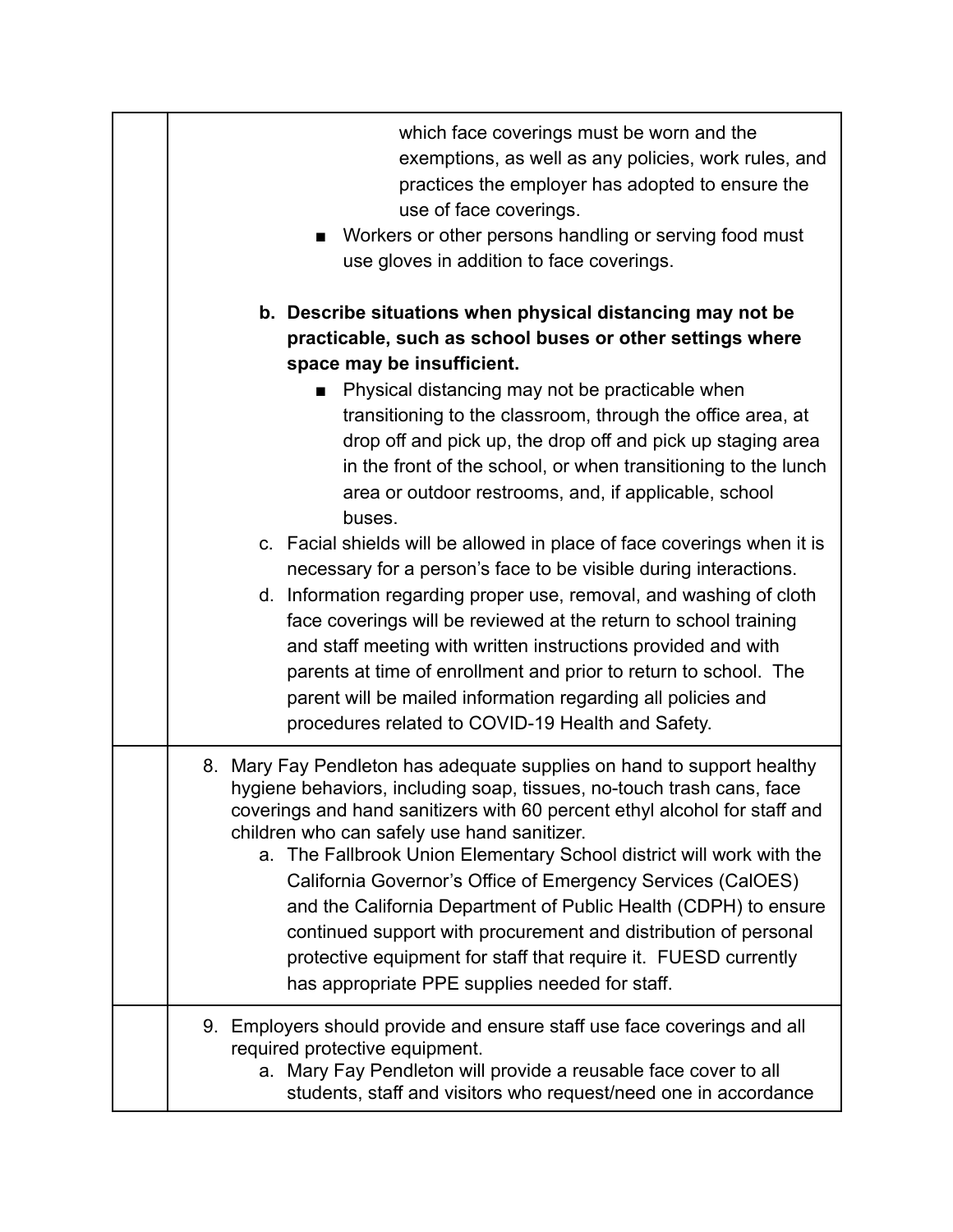| | |
|---|---|
| | which face coverings must be worn and the exemptions, as well as any policies, work rules, and practices the employer has adopted to ensure the use of face coverings.<br>■ Workers or other persons handling or serving food must use gloves in addition to face coverings.<br><br>**b. Describe situations when physical distancing may not be practicable, such as school buses or other settings where space may be insufficient.**<br>■ Physical distancing may not be practicable when transitioning to the classroom, through the office area, at drop off and pick up, the drop off and pick up staging area in the front of the school, or when transitioning to the lunch area or outdoor restrooms, and, if applicable, school buses.<br>c. Facial shields will be allowed in place of face coverings when it is necessary for a person's face to be visible during interactions.<br>d. Information regarding proper use, removal, and washing of cloth face coverings will be reviewed at the return to school training and staff meeting with written instructions provided and with parents at time of enrollment and prior to return to school. The parent will be mailed information regarding all policies and procedures related to COVID-19 Health and Safety. |
| | 8. Mary Fay Pendleton has adequate supplies on hand to support healthy hygiene behaviors, including soap, tissues, no-touch trash cans, face coverings and hand sanitizers with 60 percent ethyl alcohol for staff and children who can safely use hand sanitizer.<br>a. The Fallbrook Union Elementary School district will work with the California Governor's Office of Emergency Services (CalOES) and the California Department of Public Health (CDPH) to ensure continued support with procurement and distribution of personal protective equipment for staff that require it. FUESD currently has appropriate PPE supplies needed for staff. |
| | 9. Employers should provide and ensure staff use face coverings and all required protective equipment.<br>a. Mary Fay Pendleton will provide a reusable face cover to all students, staff and visitors who request/need one in accordance |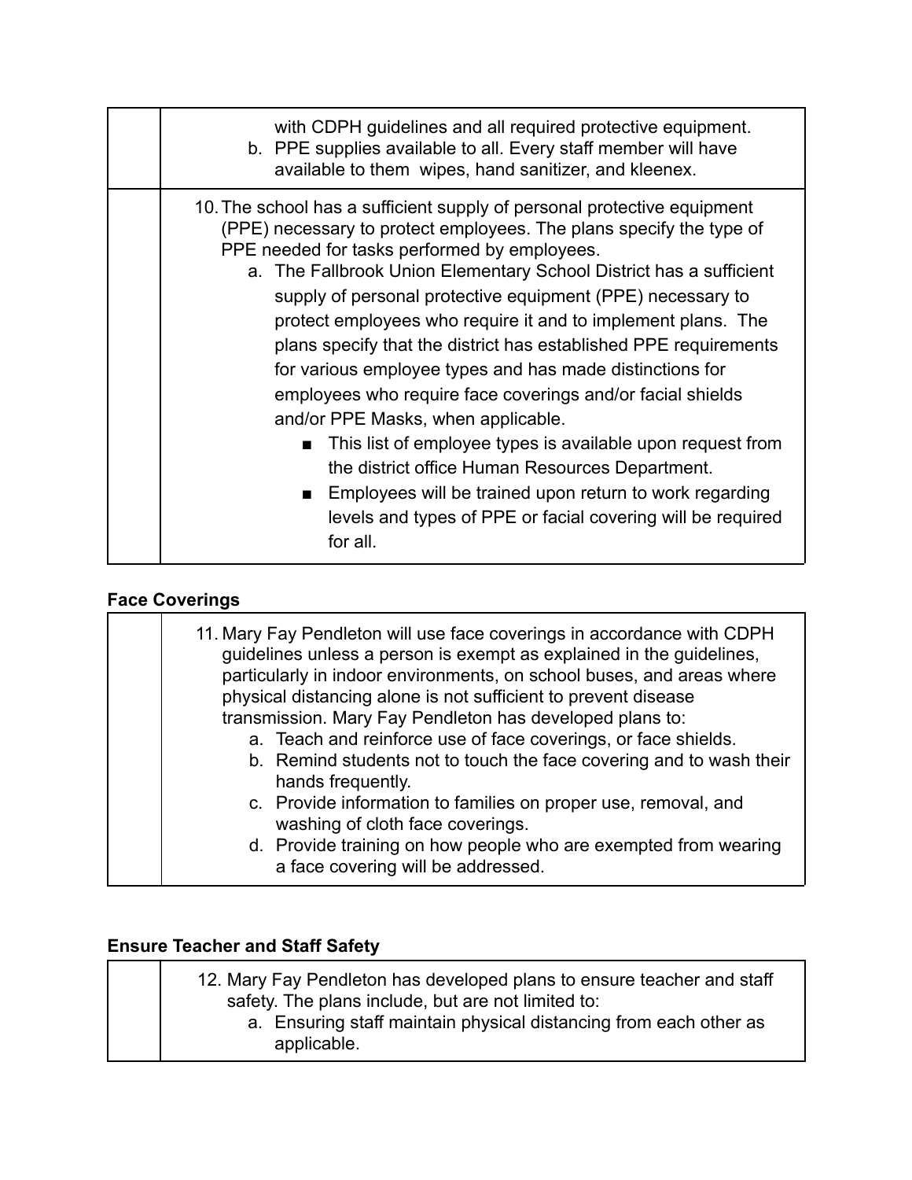| | |
|---|---|
| | with CDPH guidelines and all required protective equipment.<br>b. PPE supplies available to all. Every staff member will have available to them wipes, hand sanitizer, and kleenex. |
| | 10. The school has a sufficient supply of personal protective equipment (PPE) necessary to protect employees. The plans specify the type of PPE needed for tasks performed by employees.<br>a. The Fallbrook Union Elementary School District has a sufficient supply of personal protective equipment (PPE) necessary to protect employees who require it and to implement plans. The plans specify that the district has established PPE requirements for various employee types and has made distinctions for employees who require face coverings and/or facial shields and/or PPE Masks, when applicable.<br>■ This list of employee types is available upon request from the district office Human Resources Department.<br>■ Employees will be trained upon return to work regarding levels and types of PPE or facial covering will be required for all. |

**Face Coverings**

| | |
|---|---|
| | 11. Mary Fay Pendleton will use face coverings in accordance with CDPH guidelines unless a person is exempt as explained in the guidelines, particularly in indoor environments, on school buses, and areas where physical distancing alone is not sufficient to prevent disease transmission. Mary Fay Pendleton has developed plans to:<br>a. Teach and reinforce use of face coverings, or face shields.<br>b. Remind students not to touch the face covering and to wash their hands frequently.<br>c. Provide information to families on proper use, removal, and washing of cloth face coverings.<br>d. Provide training on how people who are exempted from wearing a face covering will be addressed. |

**Ensure Teacher and Staff Safety**

| | |
|---|---|
| | 12. Mary Fay Pendleton has developed plans to ensure teacher and staff safety. The plans include, but are not limited to:<br>a. Ensuring staff maintain physical distancing from each other as applicable. |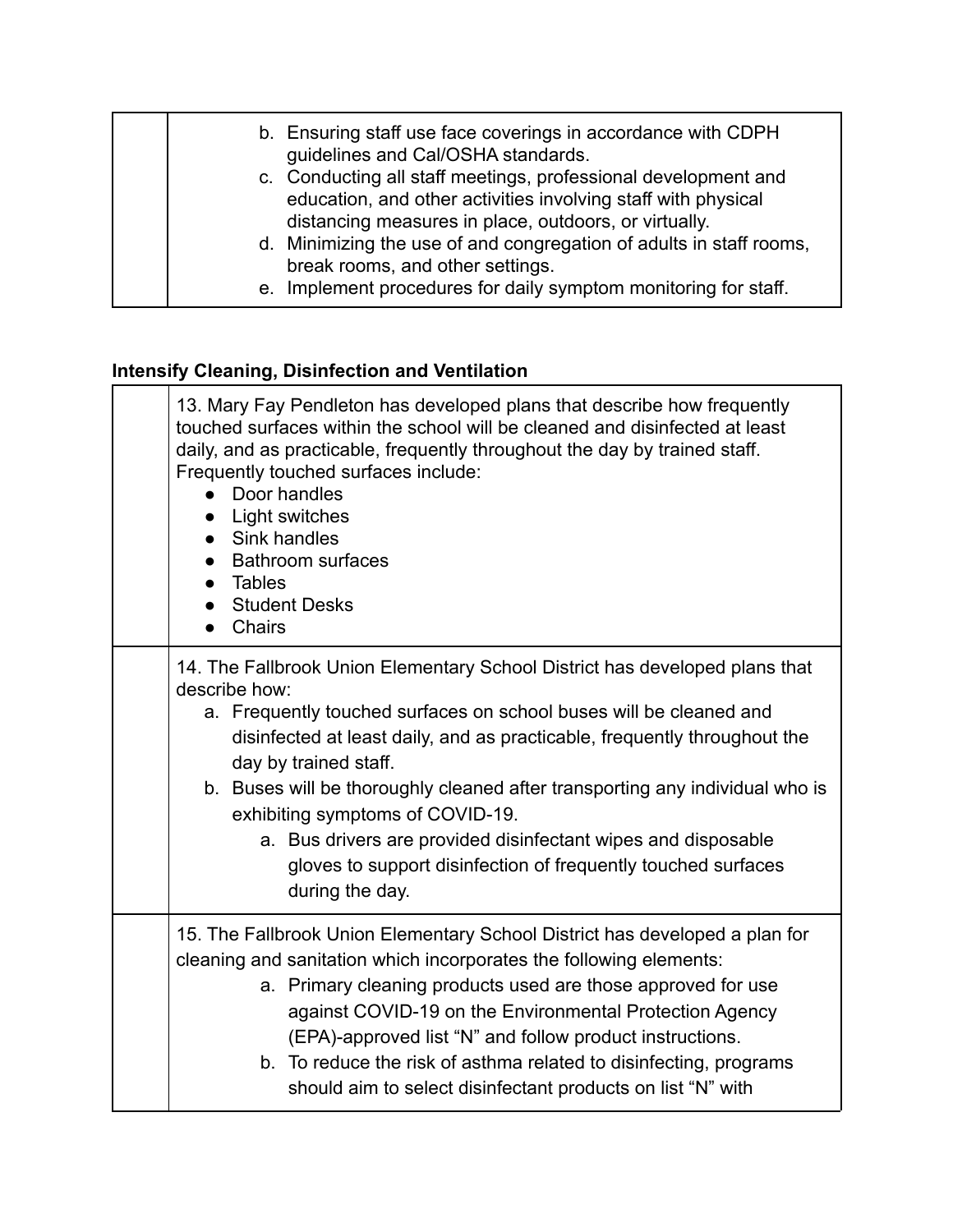| | |
|---|---|
| | b. Ensuring staff use face coverings in accordance with CDPH guidelines and Cal/OSHA standards.<br>c. Conducting all staff meetings, professional development and education, and other activities involving staff with physical distancing measures in place, outdoors, or virtually.<br>d. Minimizing the use of and congregation of adults in staff rooms, break rooms, and other settings.<br>e. Implement procedures for daily symptom monitoring for staff. |

**Intensify Cleaning, Disinfection and Ventilation**

| | |
|---|---|
| | 13. Mary Fay Pendleton has developed plans that describe how frequently touched surfaces within the school will be cleaned and disinfected at least daily, and as practicable, frequently throughout the day by trained staff. Frequently touched surfaces include:<br>● Door handles<br>● Light switches<br>● Sink handles<br>● Bathroom surfaces<br>● Tables<br>● Student Desks<br>● Chairs |
| | 14. The Fallbrook Union Elementary School District has developed plans that describe how:<br>a. Frequently touched surfaces on school buses will be cleaned and disinfected at least daily, and as practicable, frequently throughout the day by trained staff.<br>b. Buses will be thoroughly cleaned after transporting any individual who is exhibiting symptoms of COVID-19.<br>&nbsp;&nbsp;&nbsp;&nbsp;a. Bus drivers are provided disinfectant wipes and disposable gloves to support disinfection of frequently touched surfaces during the day. |
| | 15. The Fallbrook Union Elementary School District has developed a plan for cleaning and sanitation which incorporates the following elements:<br>a. Primary cleaning products used are those approved for use against COVID-19 on the Environmental Protection Agency (EPA)-approved list "N" and follow product instructions.<br>b. To reduce the risk of asthma related to disinfecting, programs should aim to select disinfectant products on list "N" with |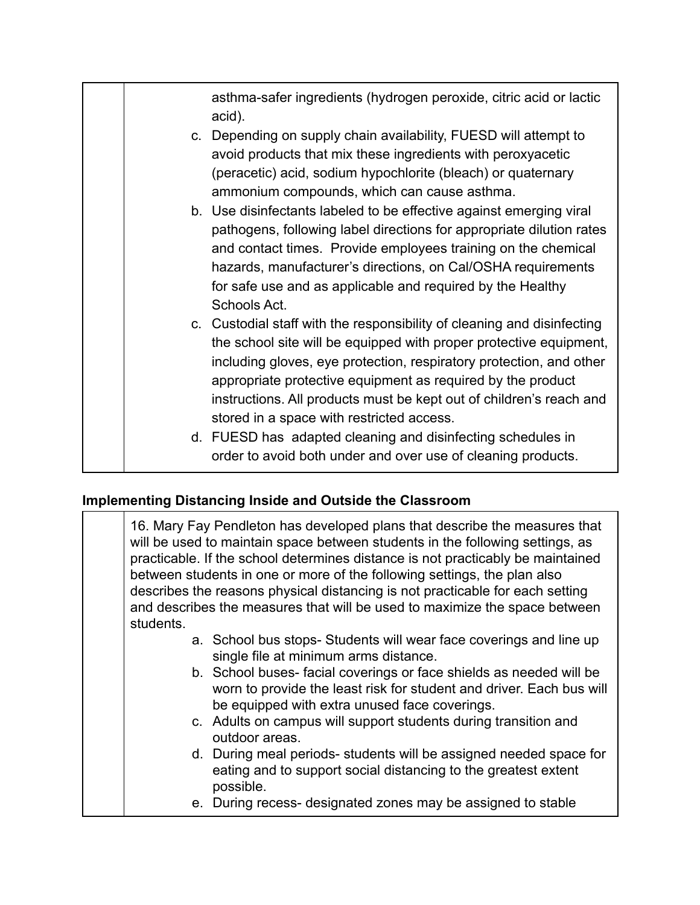| | asthma-safer ingredients (hydrogen peroxide, citric acid or lactic acid).<br>c. Depending on supply chain availability, FUESD will attempt to avoid products that mix these ingredients with peroxyacetic (peracetic) acid, sodium hypochlorite (bleach) or quaternary ammonium compounds, which can cause asthma.<br>b. Use disinfectants labeled to be effective against emerging viral pathogens, following label directions for appropriate dilution rates and contact times. Provide employees training on the chemical hazards, manufacturer's directions, on Cal/OSHA requirements for safe use and as applicable and required by the Healthy Schools Act.<br>c. Custodial staff with the responsibility of cleaning and disinfecting the school site will be equipped with proper protective equipment, including gloves, eye protection, respiratory protection, and other appropriate protective equipment as required by the product instructions. All products must be kept out of children's reach and stored in a space with restricted access.<br>d. FUESD has adapted cleaning and disinfecting schedules in order to avoid both under and over use of cleaning products. |
|---|---|

## Implementing Distancing Inside and Outside the Classroom

| | 16. Mary Fay Pendleton has developed plans that describe the measures that will be used to maintain space between students in the following settings, as practicable. If the school determines distance is not practicably be maintained between students in one or more of the following settings, the plan also describes the reasons physical distancing is not practicable for each setting and describes the measures that will be used to maximize the space between students.<br>a. School bus stops- Students will wear face coverings and line up single file at minimum arms distance.<br>b. School buses- facial coverings or face shields as needed will be worn to provide the least risk for student and driver. Each bus will be equipped with extra unused face coverings.<br>c. Adults on campus will support students during transition and outdoor areas.<br>d. During meal periods- students will be assigned needed space for eating and to support social distancing to the greatest extent possible.<br>e. During recess- designated zones may be assigned to stable |
|---|---|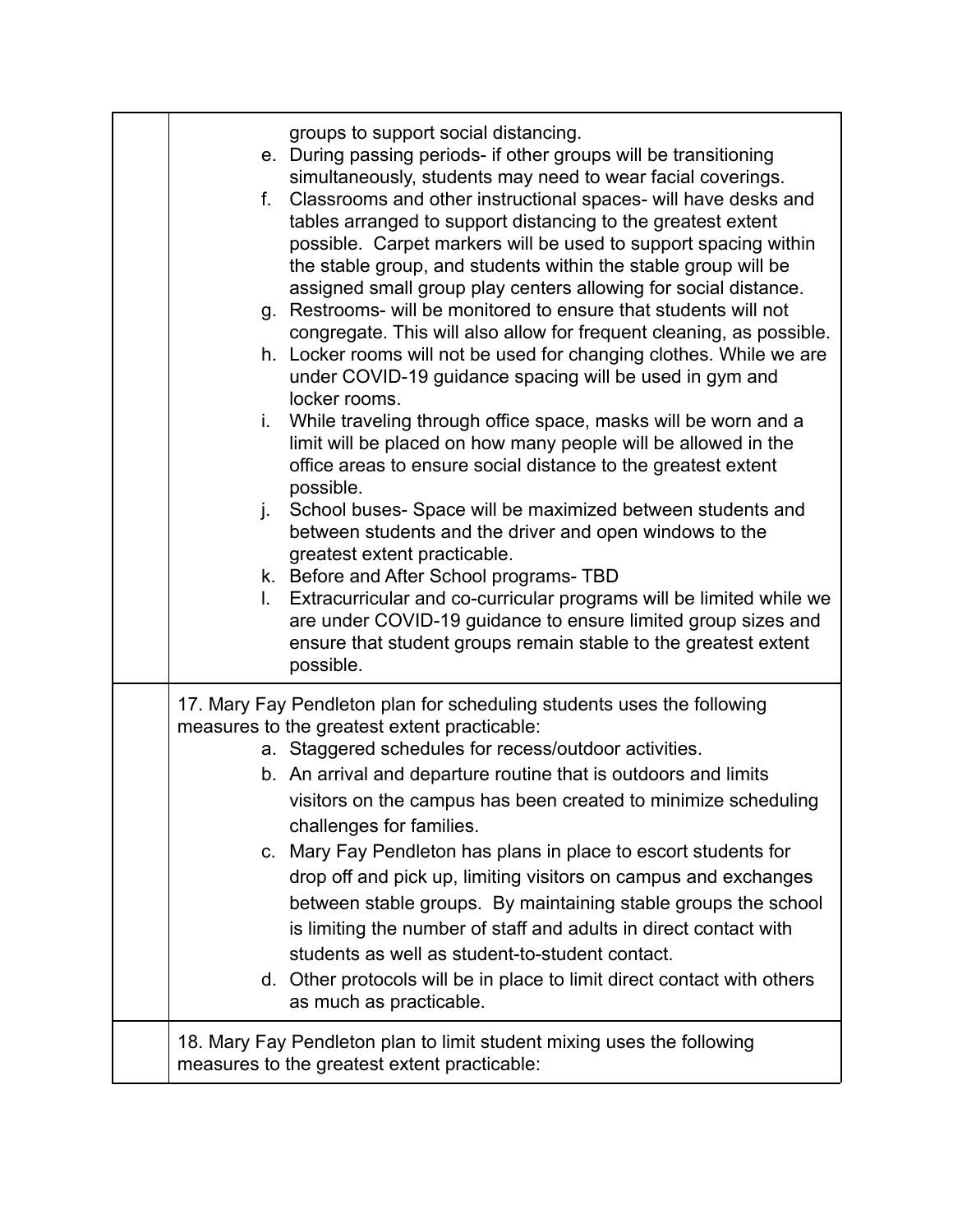| | |
|---|---|
| | groups to support social distancing.<br>e. During passing periods- if other groups will be transitioning simultaneously, students may need to wear facial coverings.<br>f. Classrooms and other instructional spaces- will have desks and tables arranged to support distancing to the greatest extent possible. Carpet markers will be used to support spacing within the stable group, and students within the stable group will be assigned small group play centers allowing for social distance.<br>g. Restrooms- will be monitored to ensure that students will not congregate. This will also allow for frequent cleaning, as possible.<br>h. Locker rooms will not be used for changing clothes. While we are under COVID-19 guidance spacing will be used in gym and locker rooms.<br>i. While traveling through office space, masks will be worn and a limit will be placed on how many people will be allowed in the office areas to ensure social distance to the greatest extent possible.<br>j. School buses- Space will be maximized between students and between students and the driver and open windows to the greatest extent practicable.<br>k. Before and After School programs- TBD<br>l. Extracurricular and co-curricular programs will be limited while we are under COVID-19 guidance to ensure limited group sizes and ensure that student groups remain stable to the greatest extent possible. |
| | 17. Mary Fay Pendleton plan for scheduling students uses the following measures to the greatest extent practicable:<br>a. Staggered schedules for recess/outdoor activities.<br>b. An arrival and departure routine that is outdoors and limits visitors on the campus has been created to minimize scheduling challenges for families.<br>c. Mary Fay Pendleton has plans in place to escort students for drop off and pick up, limiting visitors on campus and exchanges between stable groups. By maintaining stable groups the school is limiting the number of staff and adults in direct contact with students as well as student-to-student contact.<br>d. Other protocols will be in place to limit direct contact with others as much as practicable. |
| | 18. Mary Fay Pendleton plan to limit student mixing uses the following measures to the greatest extent practicable: |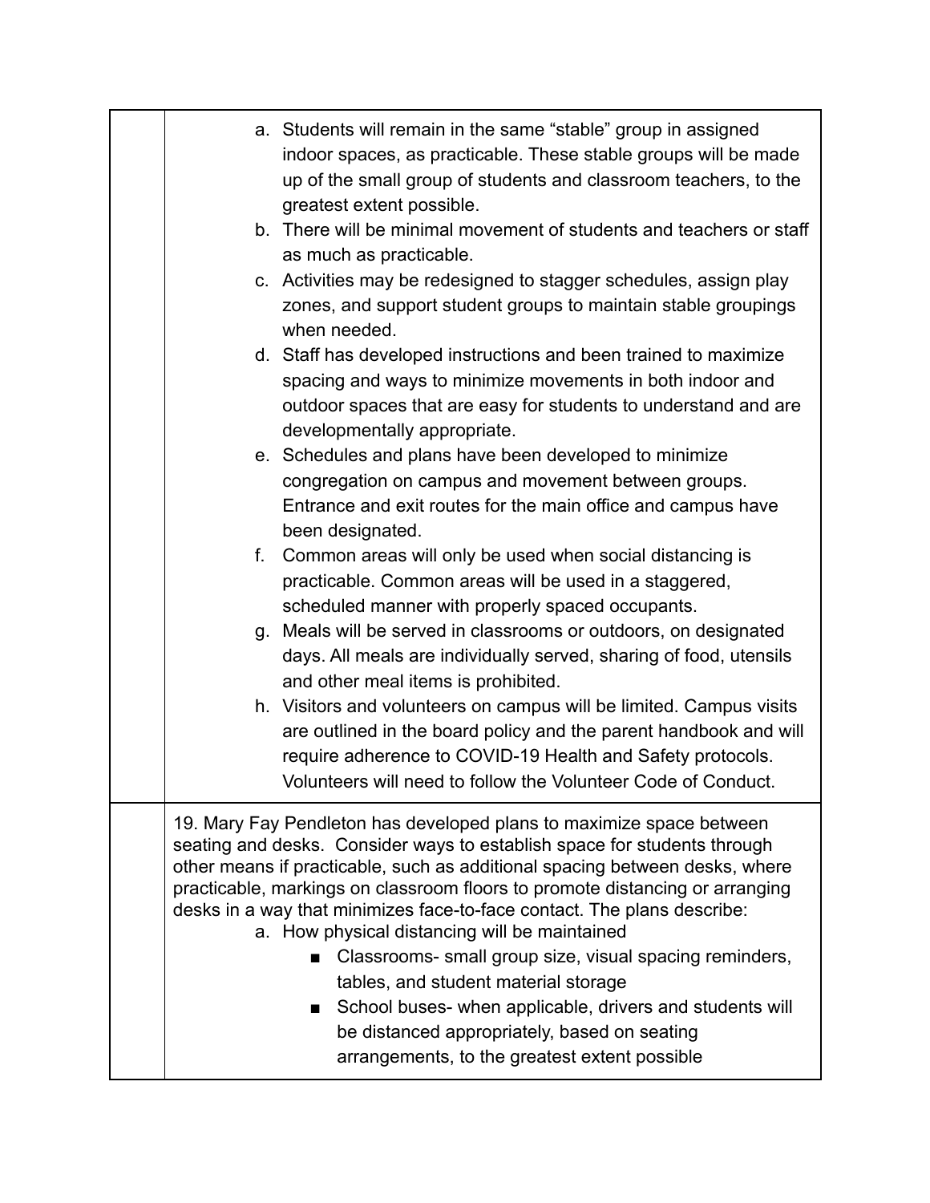| | |
|---|---|
| | a. Students will remain in the same “stable” group in assigned indoor spaces, as practicable. These stable groups will be made up of the small group of students and classroom teachers, to the greatest extent possible.<br>b. There will be minimal movement of students and teachers or staff as much as practicable.<br>c. Activities may be redesigned to stagger schedules, assign play zones, and support student groups to maintain stable groupings when needed.<br>d. Staff has developed instructions and been trained to maximize spacing and ways to minimize movements in both indoor and outdoor spaces that are easy for students to understand and are developmentally appropriate.<br>e. Schedules and plans have been developed to minimize congregation on campus and movement between groups. Entrance and exit routes for the main office and campus have been designated.<br>f. Common areas will only be used when social distancing is practicable. Common areas will be used in a staggered, scheduled manner with properly spaced occupants.<br>g. Meals will be served in classrooms or outdoors, on designated days. All meals are individually served, sharing of food, utensils and other meal items is prohibited.<br>h. Visitors and volunteers on campus will be limited. Campus visits are outlined in the board policy and the parent handbook and will require adherence to COVID-19 Health and Safety protocols. Volunteers will need to follow the Volunteer Code of Conduct. |
| | 19. Mary Fay Pendleton has developed plans to maximize space between seating and desks. Consider ways to establish space for students through other means if practicable, such as additional spacing between desks, where practicable, markings on classroom floors to promote distancing or arranging desks in a way that minimizes face-to-face contact. The plans describe:<br>a. How physical distancing will be maintained<br>■ Classrooms- small group size, visual spacing reminders, tables, and student material storage<br>■ School buses- when applicable, drivers and students will be distanced appropriately, based on seating arrangements, to the greatest extent possible |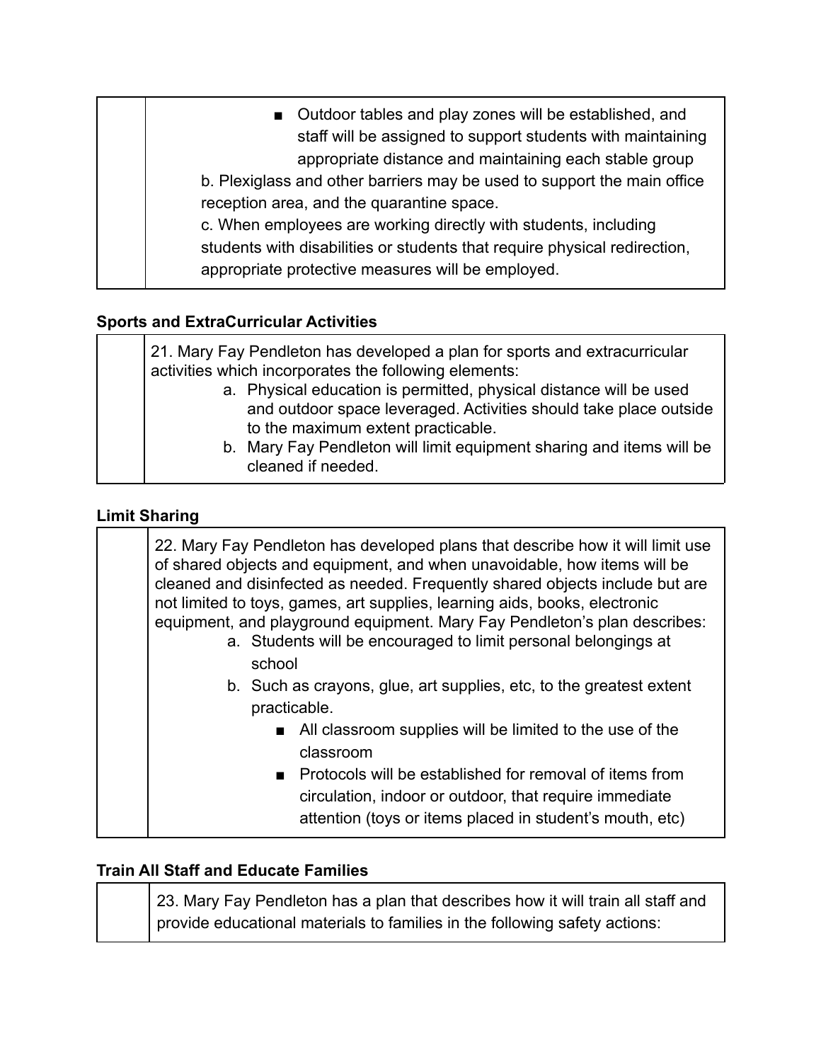| | ■ Outdoor tables and play zones will be established, and staff will be assigned to support students with maintaining appropriate distance and maintaining each stable group<br>b. Plexiglass and other barriers may be used to support the main office reception area, and the quarantine space.<br>c. When employees are working directly with students, including students with disabilities or students that require physical redirection, appropriate protective measures will be employed. |
|---|---|

**Sports and ExtraCurricular Activities**

| | 21. Mary Fay Pendleton has developed a plan for sports and extracurricular activities which incorporates the following elements:<br>a. Physical education is permitted, physical distance will be used and outdoor space leveraged. Activities should take place outside to the maximum extent practicable.<br>b. Mary Fay Pendleton will limit equipment sharing and items will be cleaned if needed. |
|---|---|

**Limit Sharing**

| | 22. Mary Fay Pendleton has developed plans that describe how it will limit use of shared objects and equipment, and when unavoidable, how items will be cleaned and disinfected as needed. Frequently shared objects include but are not limited to toys, games, art supplies, learning aids, books, electronic equipment, and playground equipment. Mary Fay Pendleton's plan describes:<br>a. Students will be encouraged to limit personal belongings at school<br>b. Such as crayons, glue, art supplies, etc, to the greatest extent practicable.<br>■ All classroom supplies will be limited to the use of the classroom<br>■ Protocols will be established for removal of items from circulation, indoor or outdoor, that require immediate attention (toys or items placed in student's mouth, etc) |
|---|---|

**Train All Staff and Educate Families**

| | 23. Mary Fay Pendleton has a plan that describes how it will train all staff and provide educational materials to families in the following safety actions: |
|---|---|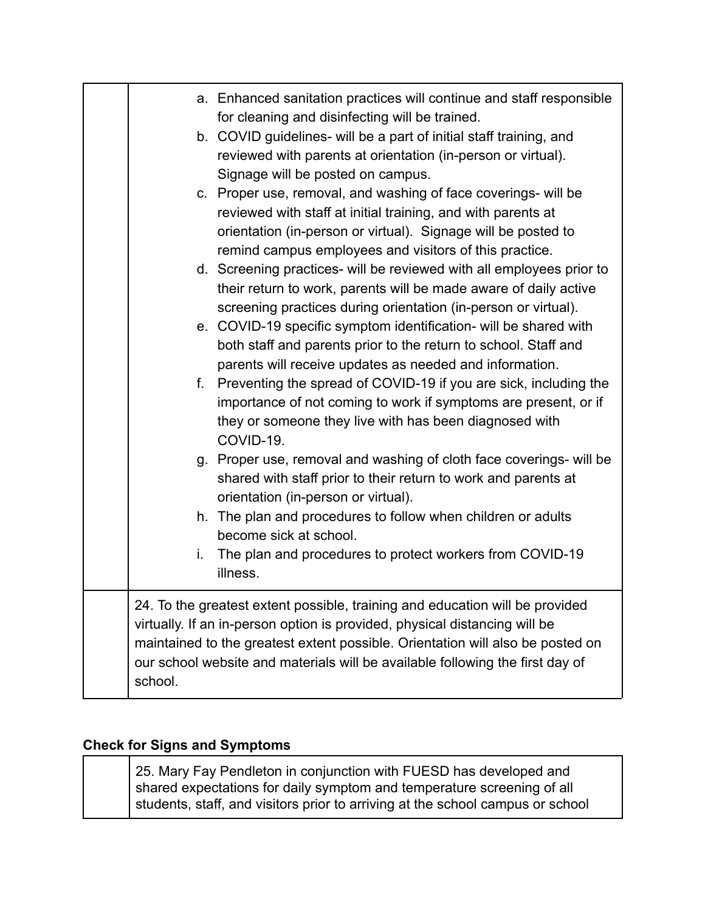| | |
|---|---|
| | a. Enhanced sanitation practices will continue and staff responsible for cleaning and disinfecting will be trained.<br>b. COVID guidelines- will be a part of initial staff training, and reviewed with parents at orientation (in-person or virtual). Signage will be posted on campus.<br>c. Proper use, removal, and washing of face coverings- will be reviewed with staff at initial training, and with parents at orientation (in-person or virtual). Signage will be posted to remind campus employees and visitors of this practice.<br>d. Screening practices- will be reviewed with all employees prior to their return to work, parents will be made aware of daily active screening practices during orientation (in-person or virtual).<br>e. COVID-19 specific symptom identification- will be shared with both staff and parents prior to the return to school. Staff and parents will receive updates as needed and information.<br>f. Preventing the spread of COVID-19 if you are sick, including the importance of not coming to work if symptoms are present, or if they or someone they live with has been diagnosed with COVID-19.<br>g. Proper use, removal and washing of cloth face coverings- will be shared with staff prior to their return to work and parents at orientation (in-person or virtual).<br>h. The plan and procedures to follow when children or adults become sick at school.<br>i. The plan and procedures to protect workers from COVID-19 illness. |
| | 24. To the greatest extent possible, training and education will be provided virtually. If an in-person option is provided, physical distancing will be maintained to the greatest extent possible. Orientation will also be posted on our school website and materials will be available following the first day of school. |

**Check for Signs and Symptoms**

| | |
|---|---|
| | 25. Mary Fay Pendleton in conjunction with FUESD has developed and shared expectations for daily symptom and temperature screening of all students, staff, and visitors prior to arriving at the school campus or school |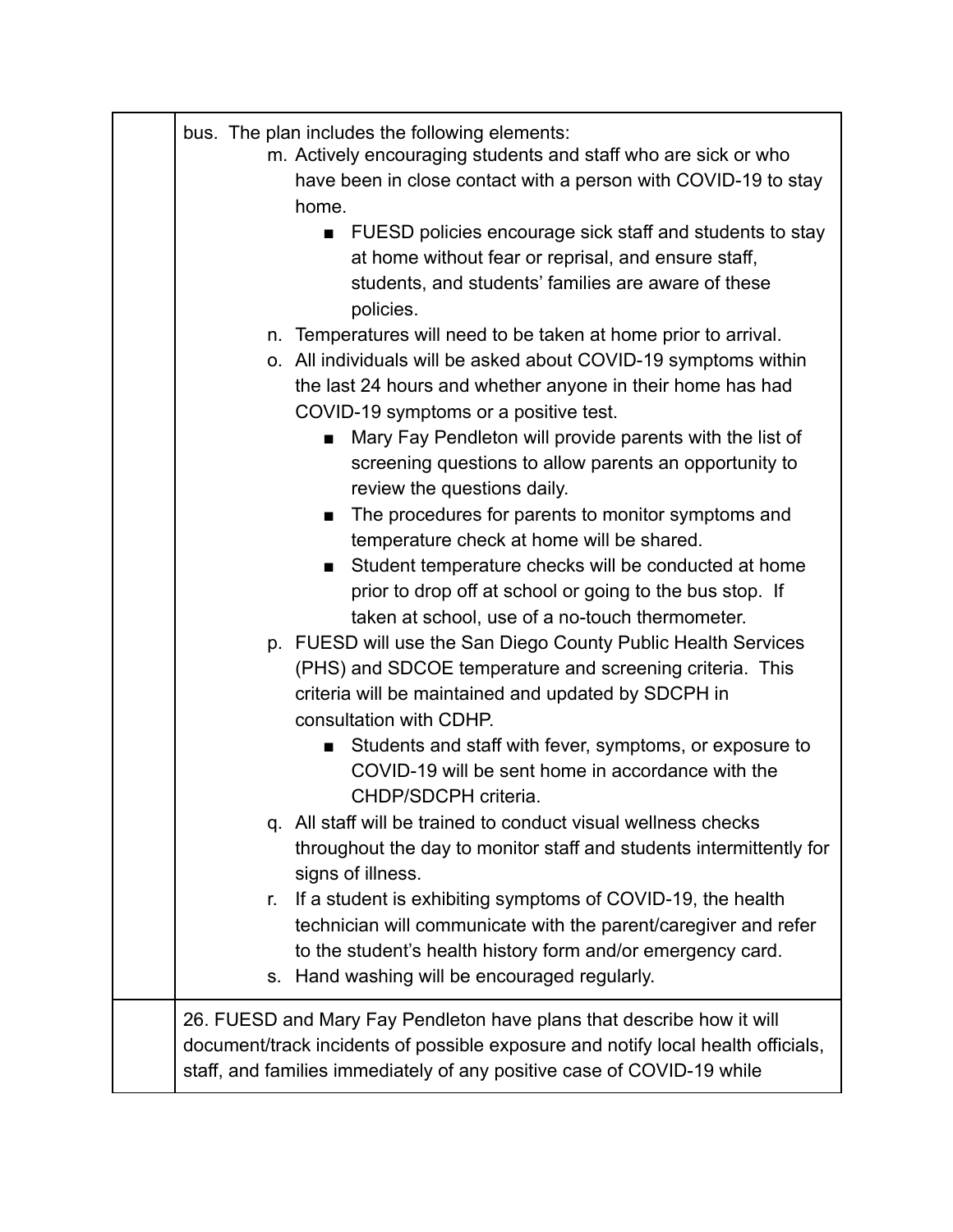| | |
|---|---|
| | bus. The plan includes the following elements:<br>m. Actively encouraging students and staff who are sick or who have been in close contact with a person with COVID-19 to stay home.<br>■ FUESD policies encourage sick staff and students to stay at home without fear or reprisal, and ensure staff, students, and students' families are aware of these policies.<br>n. Temperatures will need to be taken at home prior to arrival.<br>o. All individuals will be asked about COVID-19 symptoms within the last 24 hours and whether anyone in their home has had COVID-19 symptoms or a positive test.<br>■ Mary Fay Pendleton will provide parents with the list of screening questions to allow parents an opportunity to review the questions daily.<br>■ The procedures for parents to monitor symptoms and temperature check at home will be shared.<br>■ Student temperature checks will be conducted at home prior to drop off at school or going to the bus stop. If taken at school, use of a no-touch thermometer.<br>p. FUESD will use the San Diego County Public Health Services (PHS) and SDCOE temperature and screening criteria. This criteria will be maintained and updated by SDCPH in consultation with CDHP.<br>■ Students and staff with fever, symptoms, or exposure to COVID-19 will be sent home in accordance with the CHDP/SDCPH criteria.<br>q. All staff will be trained to conduct visual wellness checks throughout the day to monitor staff and students intermittently for signs of illness.<br>r. If a student is exhibiting symptoms of COVID-19, the health technician will communicate with the parent/caregiver and refer to the student's health history form and/or emergency card.<br>s. Hand washing will be encouraged regularly. |
| | 26. FUESD and Mary Fay Pendleton have plans that describe how it will document/track incidents of possible exposure and notify local health officials, staff, and families immediately of any positive case of COVID-19 while |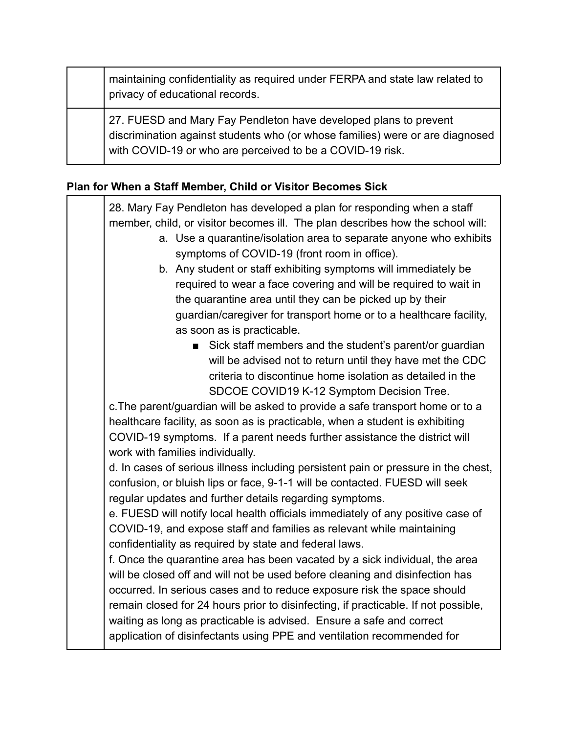| | |
|---|---|
| | maintaining confidentiality as required under FERPA and state law related to privacy of educational records. |
| | 27. FUESD and Mary Fay Pendleton have developed plans to prevent discrimination against students who (or whose families) were or are diagnosed with COVID-19 or who are perceived to be a COVID-19 risk. |

**Plan for When a Staff Member, Child or Visitor Becomes Sick**

| | |
|---|---|
| | 28. Mary Fay Pendleton has developed a plan for responding when a staff member, child, or visitor becomes ill. The plan describes how the school will:<br>a. Use a quarantine/isolation area to separate anyone who exhibits symptoms of COVID-19 (front room in office).<br>b. Any student or staff exhibiting symptoms will immediately be required to wear a face covering and will be required to wait in the quarantine area until they can be picked up by their guardian/caregiver for transport home or to a healthcare facility, as soon as is practicable.<br>■ Sick staff members and the student's parent/or guardian will be advised not to return until they have met the CDC criteria to discontinue home isolation as detailed in the SDCOE COVID19 K-12 Symptom Decision Tree.<br>c.The parent/guardian will be asked to provide a safe transport home or to a healthcare facility, as soon as is practicable, when a student is exhibiting COVID-19 symptoms. If a parent needs further assistance the district will work with families individually.<br>d. In cases of serious illness including persistent pain or pressure in the chest, confusion, or bluish lips or face, 9-1-1 will be contacted. FUESD will seek regular updates and further details regarding symptoms.<br>e. FUESD will notify local health officials immediately of any positive case of COVID-19, and expose staff and families as relevant while maintaining confidentiality as required by state and federal laws.<br>f. Once the quarantine area has been vacated by a sick individual, the area will be closed off and will not be used before cleaning and disinfection has occurred. In serious cases and to reduce exposure risk the space should remain closed for 24 hours prior to disinfecting, if practicable. If not possible, waiting as long as practicable is advised. Ensure a safe and correct application of disinfectants using PPE and ventilation recommended for |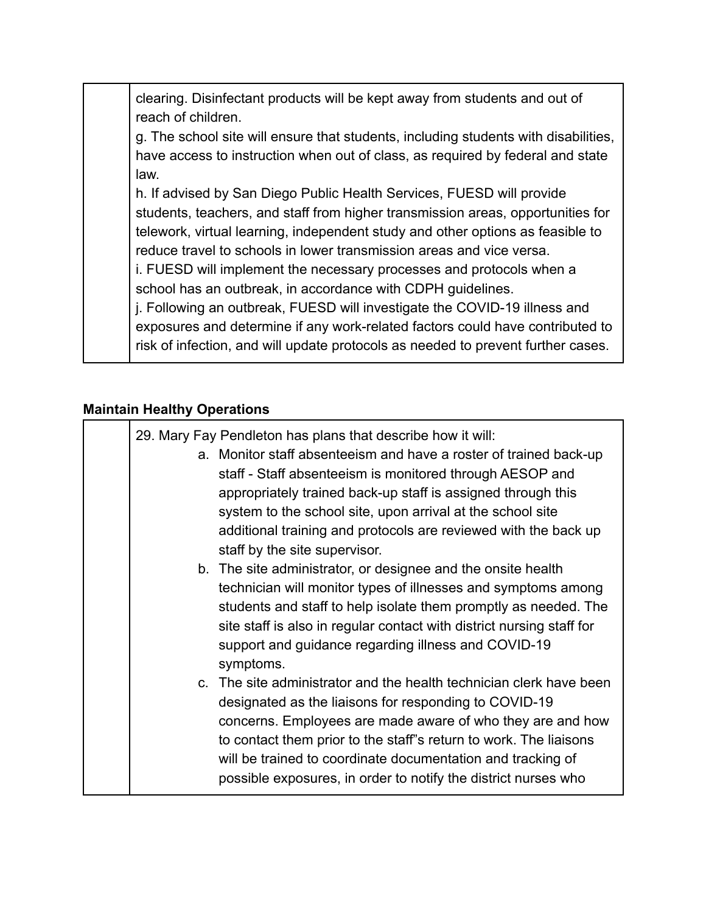| | |
|---|---|
| | clearing. Disinfectant products will be kept away from students and out of reach of children.<br>g. The school site will ensure that students, including students with disabilities, have access to instruction when out of class, as required by federal and state law.<br>h. If advised by San Diego Public Health Services, FUESD will provide students, teachers, and staff from higher transmission areas, opportunities for telework, virtual learning, independent study and other options as feasible to reduce travel to schools in lower transmission areas and vice versa.<br>i. FUESD will implement the necessary processes and protocols when a school has an outbreak, in accordance with CDPH guidelines.<br>j. Following an outbreak, FUESD will investigate the COVID-19 illness and exposures and determine if any work-related factors could have contributed to risk of infection, and will update protocols as needed to prevent further cases. |

**Maintain Healthy Operations**

| | |
|---|---|
| | 29. Mary Fay Pendleton has plans that describe how it will:<br>a. Monitor staff absenteeism and have a roster of trained back-up staff - Staff absenteeism is monitored through AESOP and appropriately trained back-up staff is assigned through this system to the school site, upon arrival at the school site additional training and protocols are reviewed with the back up staff by the site supervisor.<br>b. The site administrator, or designee and the onsite health technician will monitor types of illnesses and symptoms among students and staff to help isolate them promptly as needed. The site staff is also in regular contact with district nursing staff for support and guidance regarding illness and COVID-19 symptoms.<br>c. The site administrator and the health technician clerk have been designated as the liaisons for responding to COVID-19 concerns. Employees are made aware of who they are and how to contact them prior to the staff"s return to work. The liaisons will be trained to coordinate documentation and tracking of possible exposures, in order to notify the district nurses who |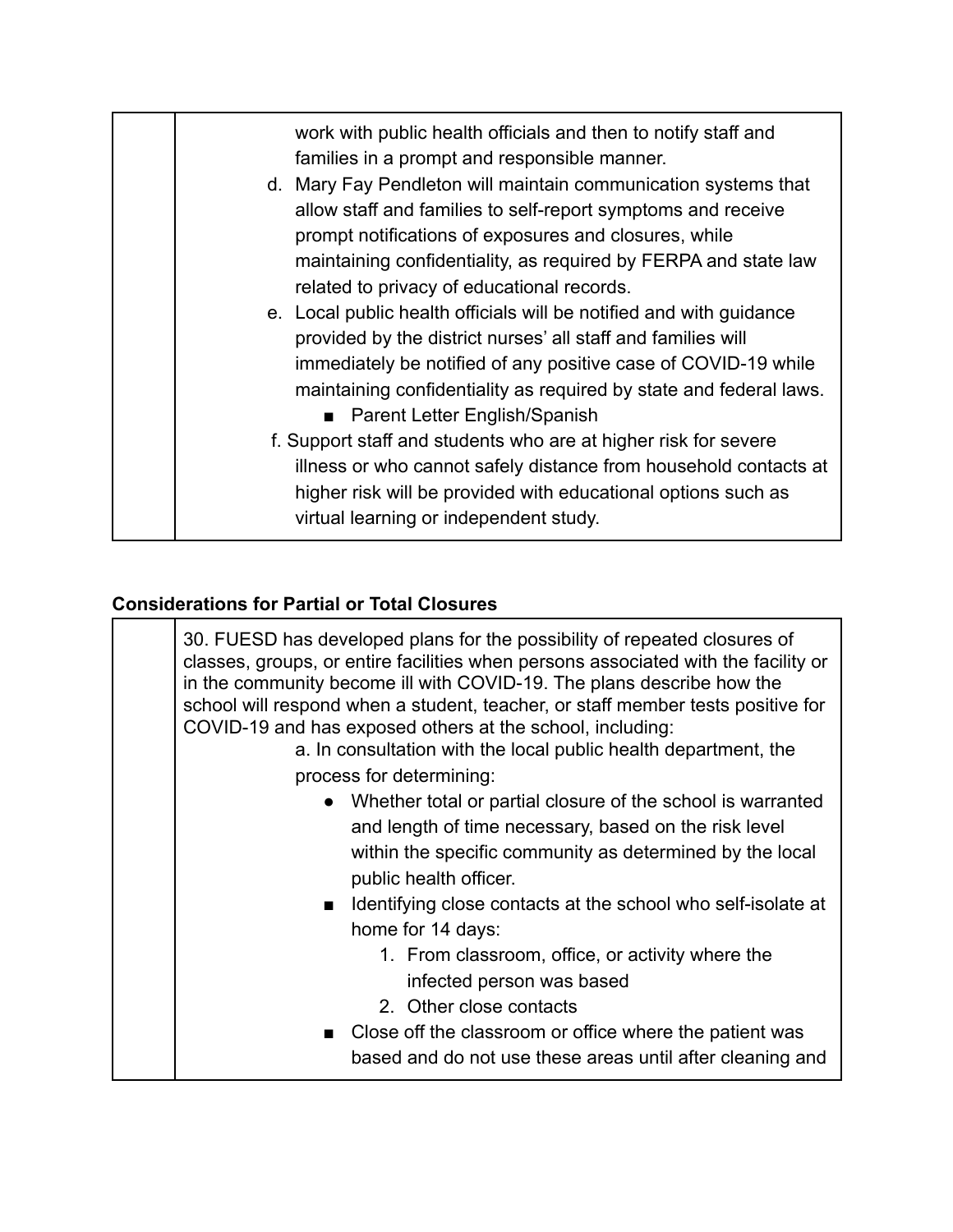| | work with public health officials and then to notify staff and families in a prompt and responsible manner.<br>d. Mary Fay Pendleton will maintain communication systems that allow staff and families to self-report symptoms and receive prompt notifications of exposures and closures, while maintaining confidentiality, as required by FERPA and state law related to privacy of educational records.<br>e. Local public health officials will be notified and with guidance provided by the district nurses' all staff and families will immediately be notified of any positive case of COVID-19 while maintaining confidentiality as required by state and federal laws.<br>■ Parent Letter English/Spanish<br>f. Support staff and students who are at higher risk for severe illness or who cannot safely distance from household contacts at higher risk will be provided with educational options such as virtual learning or independent study. |
|---|---|

**Considerations for Partial or Total Closures**

| | 30. FUESD has developed plans for the possibility of repeated closures of classes, groups, or entire facilities when persons associated with the facility or in the community become ill with COVID-19. The plans describe how the school will respond when a student, teacher, or staff member tests positive for COVID-19 and has exposed others at the school, including:<br>a. In consultation with the local public health department, the process for determining:<br>● Whether total or partial closure of the school is warranted and length of time necessary, based on the risk level within the specific community as determined by the local public health officer.<br>■ Identifying close contacts at the school who self-isolate at home for 14 days:<br>1. From classroom, office, or activity where the infected person was based<br>2. Other close contacts<br>■ Close off the classroom or office where the patient was based and do not use these areas until after cleaning and |
|---|---|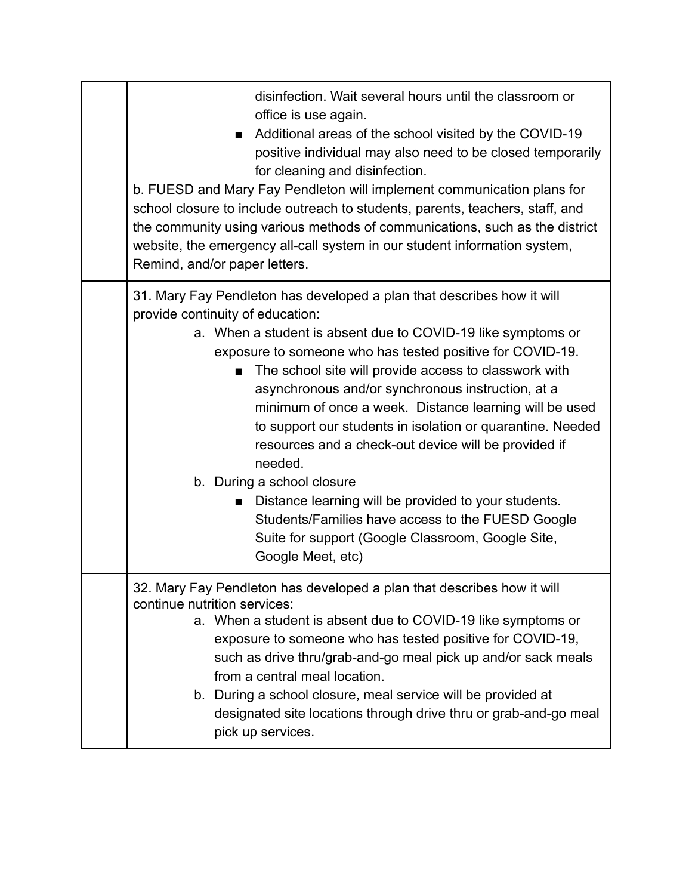| | |
|---|---|
| | disinfection. Wait several hours until the classroom or office is use again.<br>■ Additional areas of the school visited by the COVID-19 positive individual may also need to be closed temporarily for cleaning and disinfection.<br>b. FUESD and Mary Fay Pendleton will implement communication plans for school closure to include outreach to students, parents, teachers, staff, and the community using various methods of communications, such as the district website, the emergency all-call system in our student information system, Remind, and/or paper letters. |
| | 31. Mary Fay Pendleton has developed a plan that describes how it will provide continuity of education:<br>a. When a student is absent due to COVID-19 like symptoms or exposure to someone who has tested positive for COVID-19.<br>■ The school site will provide access to classwork with asynchronous and/or synchronous instruction, at a minimum of once a week. Distance learning will be used to support our students in isolation or quarantine. Needed resources and a check-out device will be provided if needed.<br>b. During a school closure<br>■ Distance learning will be provided to your students. Students/Families have access to the FUESD Google Suite for support (Google Classroom, Google Site, Google Meet, etc) |
| | 32. Mary Fay Pendleton has developed a plan that describes how it will continue nutrition services:<br>a. When a student is absent due to COVID-19 like symptoms or exposure to someone who has tested positive for COVID-19, such as drive thru/grab-and-go meal pick up and/or sack meals from a central meal location.<br>b. During a school closure, meal service will be provided at designated site locations through drive thru or grab-and-go meal pick up services. |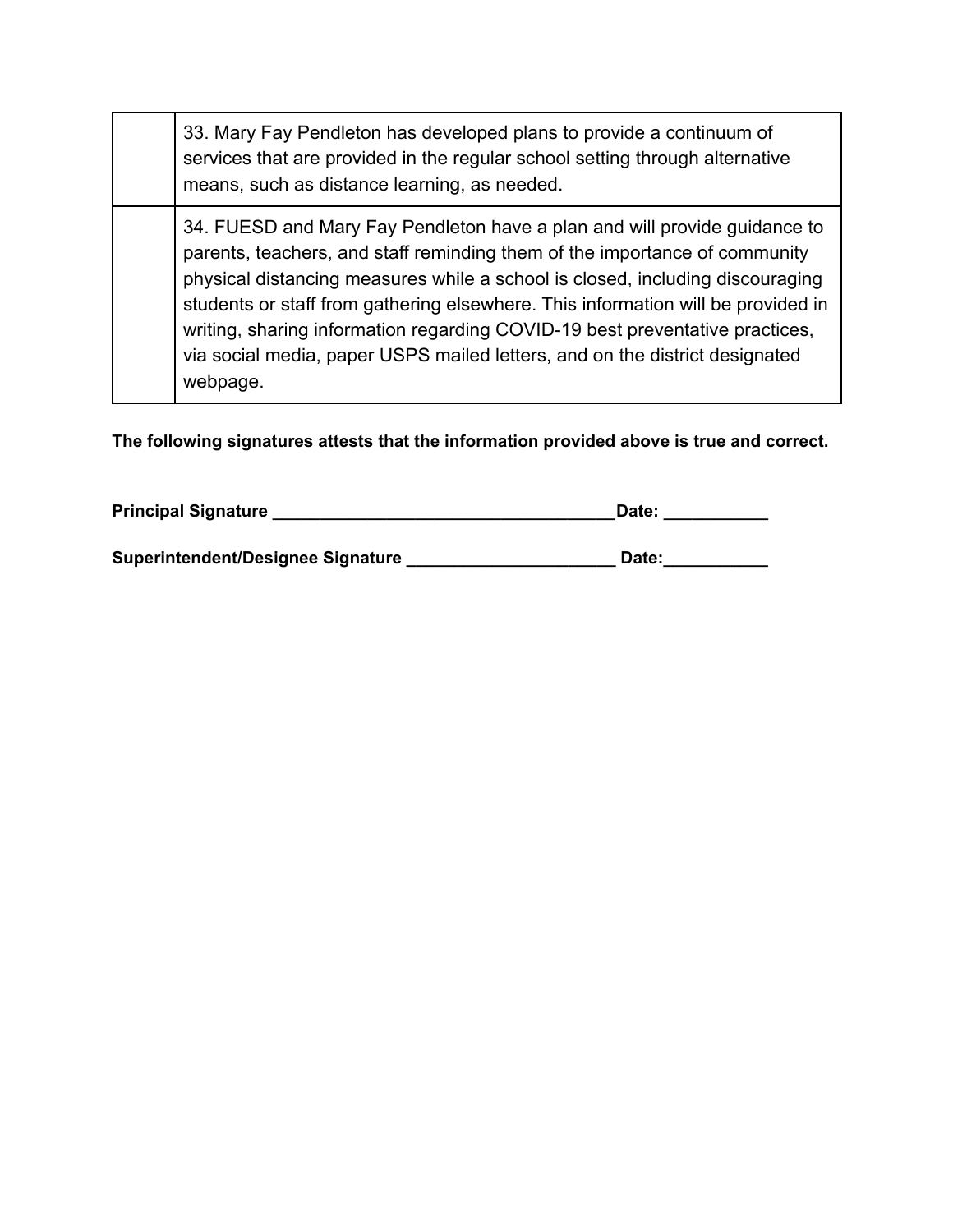| | |
|---|---|
| | 33. Mary Fay Pendleton has developed plans to provide a continuum of services that are provided in the regular school setting through alternative means, such as distance learning, as needed. |
| | 34. FUESD and Mary Fay Pendleton have a plan and will provide guidance to parents, teachers, and staff reminding them of the importance of community physical distancing measures while a school is closed, including discouraging students or staff from gathering elsewhere. This information will be provided in writing, sharing information regarding COVID-19 best preventative practices, via social media, paper USPS mailed letters, and on the district designated webpage. |

**The following signatures attests that the information provided above is true and correct.**

**Principal Signature \_\_\_\_\_\_\_\_\_\_\_\_\_\_\_\_\_\_\_\_\_\_\_\_\_\_\_\_\_\_\_\_\_\_\_\_Date: \_\_\_\_\_\_\_\_\_\_\_**

**Superintendent/Designee Signature \_\_\_\_\_\_\_\_\_\_\_\_\_\_\_\_\_\_\_\_\_\_ Date:\_\_\_\_\_\_\_\_\_\_\_**